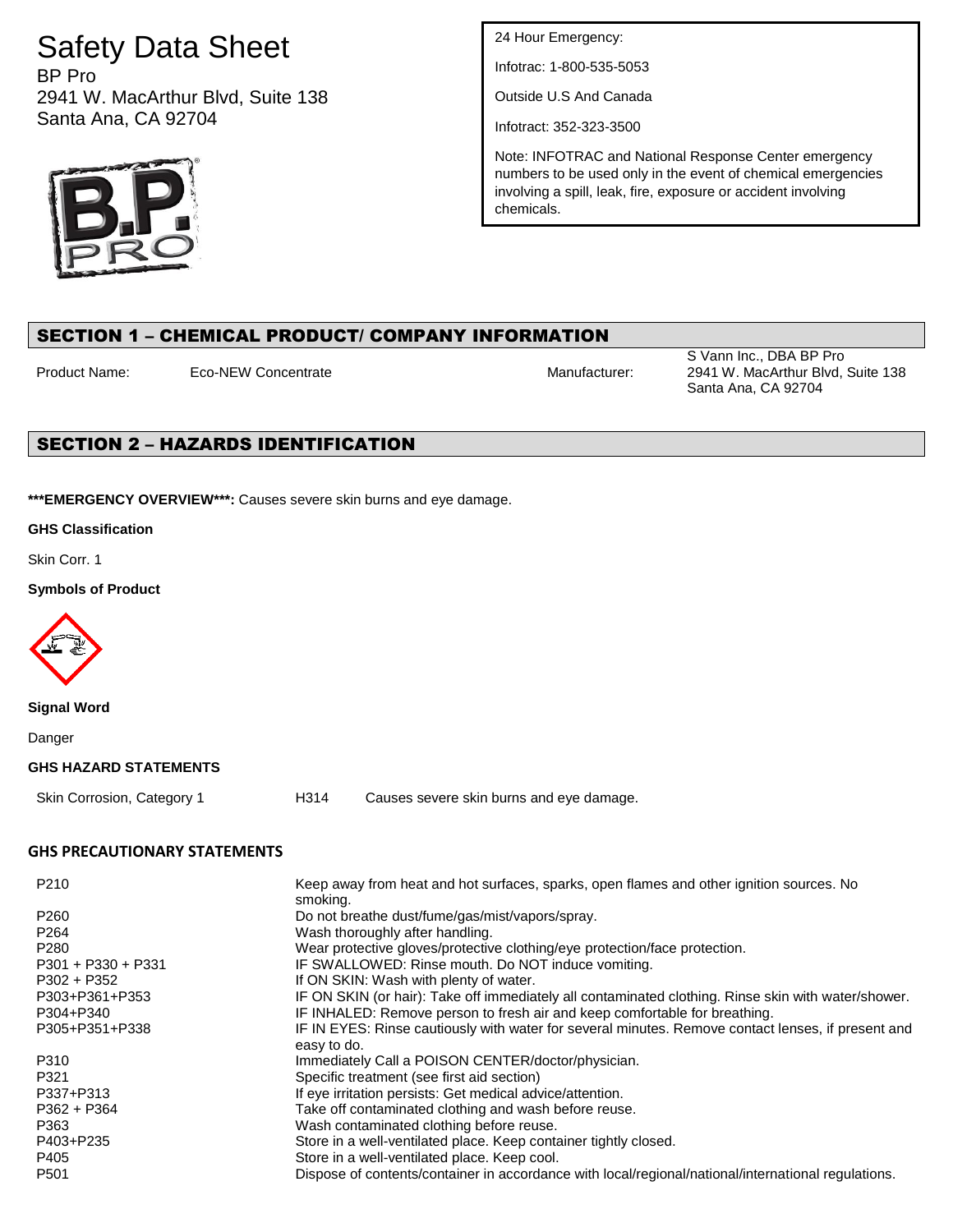# Safety Data Sheet

BP Pro
2941 W. MacArthur Blvd, Suite 138
Santa Ana, CA 92704

24 Hour Emergency:

Infotrac: 1-800-535-5053

Outside U.S And Canada

Infotract: 352-323-3500

Note: INFOTRAC and National Response Center emergency numbers to be used only in the event of chemical emergencies involving a spill, leak, fire, exposure or accident involving chemicals.

## SECTION 1 – CHEMICAL PRODUCT/ COMPANY INFORMATION

| Product Name: | Eco-NEW Concentrate | Manufacturer: | S Vann Inc., DBA BP Pro<br>2941 W. MacArthur Blvd, Suite 138<br>Santa Ana, CA 92704 |
|---|---|---|---|

## SECTION 2 – HAZARDS IDENTIFICATION

***\*\*\*EMERGENCY OVERVIEW\*\*\*:*** Causes severe skin burns and eye damage.

**GHS Classification**

Skin Corr. 1

**Symbols of Product**

**Signal Word**

Danger

**GHS HAZARD STATEMENTS**

| Skin Corrosion, Category 1 | H314 | Causes severe skin burns and eye damage. |
|---|---|---|

**GHS PRECAUTIONARY STATEMENTS**

| Code | Statement |
|---|---|
| P210 | Keep away from heat and hot surfaces, sparks, open flames and other ignition sources. No smoking. |
| P260 | Do not breathe dust/fume/gas/mist/vapors/spray. |
| P264 | Wash thoroughly after handling. |
| P280 | Wear protective gloves/protective clothing/eye protection/face protection. |
| P301 + P330 + P331 | IF SWALLOWED: Rinse mouth. Do NOT induce vomiting. |
| P302 + P352 | If ON SKIN: Wash with plenty of water. |
| P303+P361+P353 | IF ON SKIN (or hair): Take off immediately all contaminated clothing. Rinse skin with water/shower. |
| P304+P340 | IF INHALED: Remove person to fresh air and keep comfortable for breathing. |
| P305+P351+P338 | IF IN EYES: Rinse cautiously with water for several minutes. Remove contact lenses, if present and easy to do. |
| P310 | Immediately Call a POISON CENTER/doctor/physician. |
| P321 | Specific treatment (see first aid section) |
| P337+P313 | If eye irritation persists: Get medical advice/attention. |
| P362 + P364 | Take off contaminated clothing and wash before reuse. |
| P363 | Wash contaminated clothing before reuse. |
| P403+P235 | Store in a well-ventilated place. Keep container tightly closed. |
| P405 | Store in a well-ventilated place. Keep cool. |
| P501 | Dispose of contents/container in accordance with local/regional/national/international regulations. |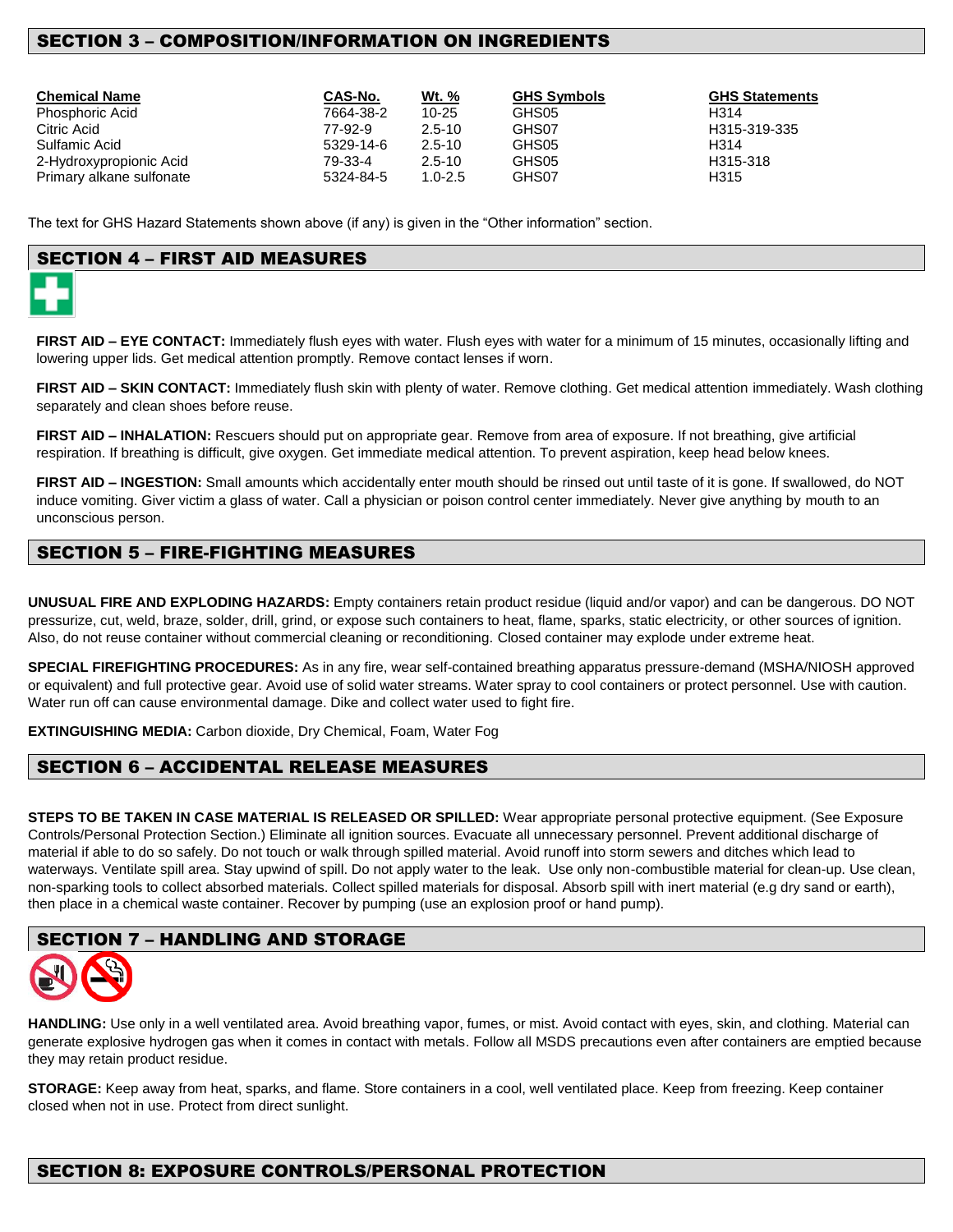## SECTION 3 – COMPOSITION/INFORMATION ON INGREDIENTS

| Chemical Name | CAS-No. | Wt. % | GHS Symbols | GHS Statements |
|---|---|---|---|---|
| Phosphoric Acid | 7664-38-2 | 10-25 | GHS05 | H314 |
| Citric Acid | 77-92-9 | 2.5-10 | GHS07 | H315-319-335 |
| Sulfamic Acid | 5329-14-6 | 2.5-10 | GHS05 | H314 |
| 2-Hydroxypropionic Acid | 79-33-4 | 2.5-10 | GHS05 | H315-318 |
| Primary alkane sulfonate | 5324-84-5 | 1.0-2.5 | GHS07 | H315 |

The text for GHS Hazard Statements shown above (if any) is given in the "Other information" section.

## SECTION 4 – FIRST AID MEASURES

**FIRST AID – EYE CONTACT:** Immediately flush eyes with water. Flush eyes with water for a minimum of 15 minutes, occasionally lifting and lowering upper lids. Get medical attention promptly. Remove contact lenses if worn.

**FIRST AID – SKIN CONTACT:** Immediately flush skin with plenty of water. Remove clothing. Get medical attention immediately. Wash clothing separately and clean shoes before reuse.

**FIRST AID – INHALATION:** Rescuers should put on appropriate gear. Remove from area of exposure. If not breathing, give artificial respiration. If breathing is difficult, give oxygen. Get immediate medical attention. To prevent aspiration, keep head below knees.

**FIRST AID – INGESTION:** Small amounts which accidentally enter mouth should be rinsed out until taste of it is gone. If swallowed, do NOT induce vomiting. Giver victim a glass of water. Call a physician or poison control center immediately. Never give anything by mouth to an unconscious person.

## SECTION 5 – FIRE-FIGHTING MEASURES

**UNUSUAL FIRE AND EXPLODING HAZARDS:** Empty containers retain product residue (liquid and/or vapor) and can be dangerous. DO NOT pressurize, cut, weld, braze, solder, drill, grind, or expose such containers to heat, flame, sparks, static electricity, or other sources of ignition. Also, do not reuse container without commercial cleaning or reconditioning. Closed container may explode under extreme heat.

**SPECIAL FIREFIGHTING PROCEDURES:** As in any fire, wear self-contained breathing apparatus pressure-demand (MSHA/NIOSH approved or equivalent) and full protective gear. Avoid use of solid water streams. Water spray to cool containers or protect personnel. Use with caution. Water run off can cause environmental damage. Dike and collect water used to fight fire.

**EXTINGUISHING MEDIA:** Carbon dioxide, Dry Chemical, Foam, Water Fog

## SECTION 6 – ACCIDENTAL RELEASE MEASURES

**STEPS TO BE TAKEN IN CASE MATERIAL IS RELEASED OR SPILLED:** Wear appropriate personal protective equipment. (See Exposure Controls/Personal Protection Section.) Eliminate all ignition sources. Evacuate all unnecessary personnel. Prevent additional discharge of material if able to do so safely. Do not touch or walk through spilled material. Avoid runoff into storm sewers and ditches which lead to waterways. Ventilate spill area. Stay upwind of spill. Do not apply water to the leak. Use only non-combustible material for clean-up. Use clean, non-sparking tools to collect absorbed materials. Collect spilled materials for disposal. Absorb spill with inert material (e.g dry sand or earth), then place in a chemical waste container. Recover by pumping (use an explosion proof or hand pump).

## SECTION 7 – HANDLING AND STORAGE

**HANDLING:** Use only in a well ventilated area. Avoid breathing vapor, fumes, or mist. Avoid contact with eyes, skin, and clothing. Material can generate explosive hydrogen gas when it comes in contact with metals. Follow all MSDS precautions even after containers are emptied because they may retain product residue.

**STORAGE:** Keep away from heat, sparks, and flame. Store containers in a cool, well ventilated place. Keep from freezing. Keep container closed when not in use. Protect from direct sunlight.

## SECTION 8: EXPOSURE CONTROLS/PERSONAL PROTECTION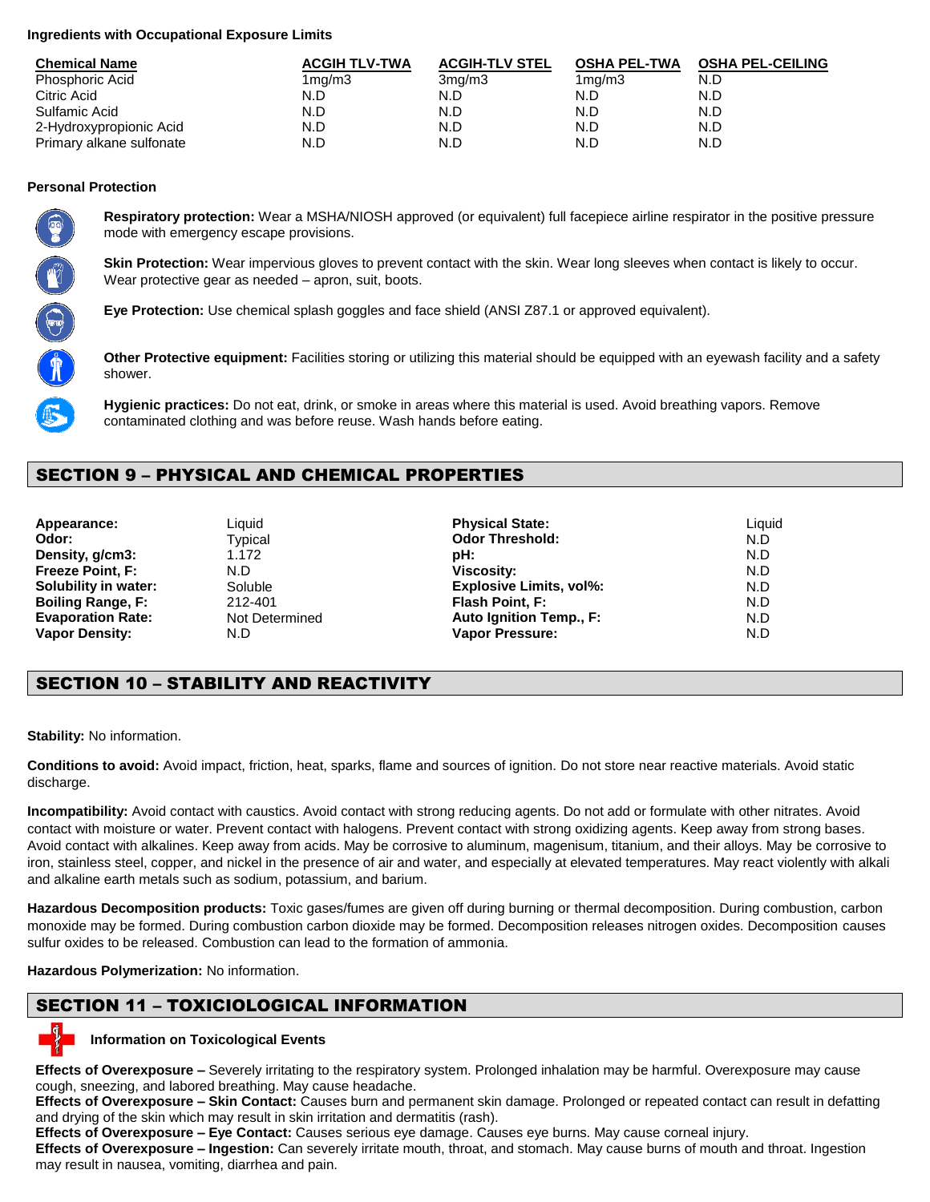**Ingredients with Occupational Exposure Limits**

| Chemical Name | ACGIH TLV-TWA | ACGIH-TLV STEL | OSHA PEL-TWA | OSHA PEL-CEILING |
|---|---|---|---|---|
| Phosphoric Acid | 1mg/m3 | 3mg/m3 | 1mg/m3 | N.D |
| Citric Acid | N.D | N.D | N.D | N.D |
| Sulfamic Acid | N.D | N.D | N.D | N.D |
| 2-Hydroxypropionic Acid | N.D | N.D | N.D | N.D |
| Primary alkane sulfonate | N.D | N.D | N.D | N.D |

**Personal Protection**

**Respiratory protection:** Wear a MSHA/NIOSH approved (or equivalent) full facepiece airline respirator in the positive pressure mode with emergency escape provisions.

**Skin Protection:** Wear impervious gloves to prevent contact with the skin. Wear long sleeves when contact is likely to occur. Wear protective gear as needed – apron, suit, boots.

**Eye Protection:** Use chemical splash goggles and face shield (ANSI Z87.1 or approved equivalent).

**Other Protective equipment:** Facilities storing or utilizing this material should be equipped with an eyewash facility and a safety shower.

**Hygienic practices:** Do not eat, drink, or smoke in areas where this material is used. Avoid breathing vapors. Remove contaminated clothing and was before reuse. Wash hands before eating.

## SECTION 9 – PHYSICAL AND CHEMICAL PROPERTIES

| | | | |
|---|---|---|---|
| **Appearance:** | Liquid | **Physical State:** | Liquid |
| **Odor:** | Typical | **Odor Threshold:** | N.D |
| **Density, g/cm3:** | 1.172 | **pH:** | N.D |
| **Freeze Point, F:** | N.D | **Viscosity:** | N.D |
| **Solubility in water:** | Soluble | **Explosive Limits, vol%:** | N.D |
| **Boiling Range, F:** | 212-401 | **Flash Point, F:** | N.D |
| **Evaporation Rate:** | Not Determined | **Auto Ignition Temp., F:** | N.D |
| **Vapor Density:** | N.D | **Vapor Pressure:** | N.D |

## SECTION 10 – STABILITY AND REACTIVITY

**Stability:** No information.

**Conditions to avoid:** Avoid impact, friction, heat, sparks, flame and sources of ignition. Do not store near reactive materials. Avoid static discharge.

**Incompatibility:** Avoid contact with caustics. Avoid contact with strong reducing agents. Do not add or formulate with other nitrates. Avoid contact with moisture or water. Prevent contact with halogens. Prevent contact with strong oxidizing agents. Keep away from strong bases. Avoid contact with alkalines. Keep away from acids. May be corrosive to aluminum, magenisum, titanium, and their alloys. May be corrosive to iron, stainless steel, copper, and nickel in the presence of air and water, and especially at elevated temperatures. May react violently with alkali and alkaline earth metals such as sodium, potassium, and barium.

**Hazardous Decomposition products:** Toxic gases/fumes are given off during burning or thermal decomposition. During combustion, carbon monoxide may be formed. During combustion carbon dioxide may be formed. Decomposition releases nitrogen oxides. Decomposition causes sulfur oxides to be released. Combustion can lead to the formation of ammonia.

**Hazardous Polymerization:** No information.

## SECTION 11 – TOXICIOLOGICAL INFORMATION

**Information on Toxicological Events**

**Effects of Overexposure –** Severely irritating to the respiratory system. Prolonged inhalation may be harmful. Overexposure may cause cough, sneezing, and labored breathing. May cause headache.

**Effects of Overexposure – Skin Contact:** Causes burn and permanent skin damage. Prolonged or repeated contact can result in defatting and drying of the skin which may result in skin irritation and dermatitis (rash).

**Effects of Overexposure – Eye Contact:** Causes serious eye damage. Causes eye burns. May cause corneal injury.

**Effects of Overexposure – Ingestion:** Can severely irritate mouth, throat, and stomach. May cause burns of mouth and throat. Ingestion may result in nausea, vomiting, diarrhea and pain.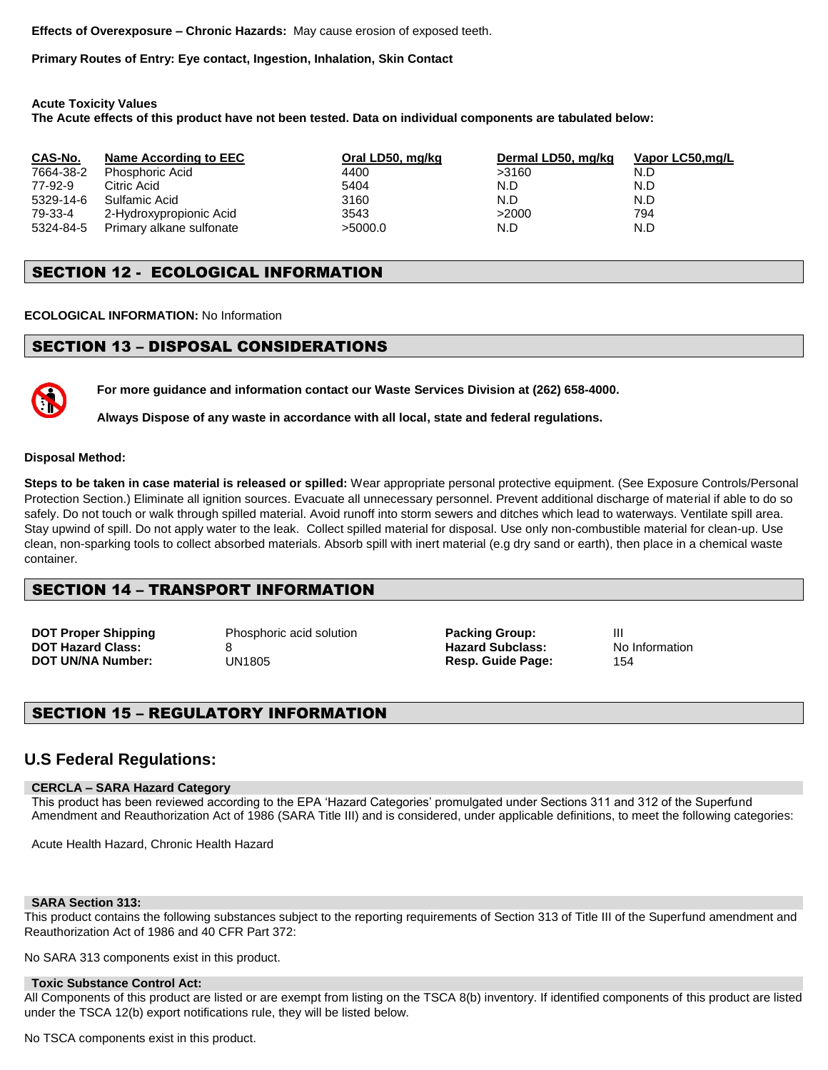**Effects of Overexposure – Chronic Hazards:** May cause erosion of exposed teeth.

**Primary Routes of Entry: Eye contact, Ingestion, Inhalation, Skin Contact**

**Acute Toxicity Values**
**The Acute effects of this product have not been tested. Data on individual components are tabulated below:**

| CAS-No. | Name According to EEC | Oral LD50, mg/kg | Dermal LD50, mg/kg | Vapor LC50,mg/L |
|---|---|---|---|---|
| 7664-38-2 | Phosphoric Acid | 4400 | >3160 | N.D |
| 77-92-9 | Citric Acid | 5404 | N.D | N.D |
| 5329-14-6 | Sulfamic Acid | 3160 | N.D | N.D |
| 79-33-4 | 2-Hydroxypropionic Acid | 3543 | >2000 | 794 |
| 5324-84-5 | Primary alkane sulfonate | >5000.0 | N.D | N.D |

## SECTION 12 - ECOLOGICAL INFORMATION

**ECOLOGICAL INFORMATION:** No Information

## SECTION 13 – DISPOSAL CONSIDERATIONS

**For more guidance and information contact our Waste Services Division at (262) 658-4000.**

**Always Dispose of any waste in accordance with all local, state and federal regulations.**

**Disposal Method:**

**Steps to be taken in case material is released or spilled:** Wear appropriate personal protective equipment. (See Exposure Controls/Personal Protection Section.) Eliminate all ignition sources. Evacuate all unnecessary personnel. Prevent additional discharge of material if able to do so safely. Do not touch or walk through spilled material. Avoid runoff into storm sewers and ditches which lead to waterways. Ventilate spill area. Stay upwind of spill. Do not apply water to the leak. Collect spilled material for disposal. Use only non-combustible material for clean-up. Use clean, non-sparking tools to collect absorbed materials. Absorb spill with inert material (e.g dry sand or earth), then place in a chemical waste container.

## SECTION 14 – TRANSPORT INFORMATION

| | | | |
|---|---|---|---|
| **DOT Proper Shipping** | Phosphoric acid solution | **Packing Group:** | III |
| **DOT Hazard Class:** | 8 | **Hazard Subclass:** | No Information |
| **DOT UN/NA Number:** | UN1805 | **Resp. Guide Page:** | 154 |

## SECTION 15 – REGULATORY INFORMATION

### U.S Federal Regulations:

**CERCLA – SARA Hazard Category**

This product has been reviewed according to the EPA 'Hazard Categories' promulgated under Sections 311 and 312 of the Superfund Amendment and Reauthorization Act of 1986 (SARA Title III) and is considered, under applicable definitions, to meet the following categories:

Acute Health Hazard, Chronic Health Hazard

**SARA Section 313:**

This product contains the following substances subject to the reporting requirements of Section 313 of Title III of the Superfund amendment and Reauthorization Act of 1986 and 40 CFR Part 372:

No SARA 313 components exist in this product.

**Toxic Substance Control Act:**

All Components of this product are listed or are exempt from listing on the TSCA 8(b) inventory. If identified components of this product are listed under the TSCA 12(b) export notifications rule, they will be listed below.

No TSCA components exist in this product.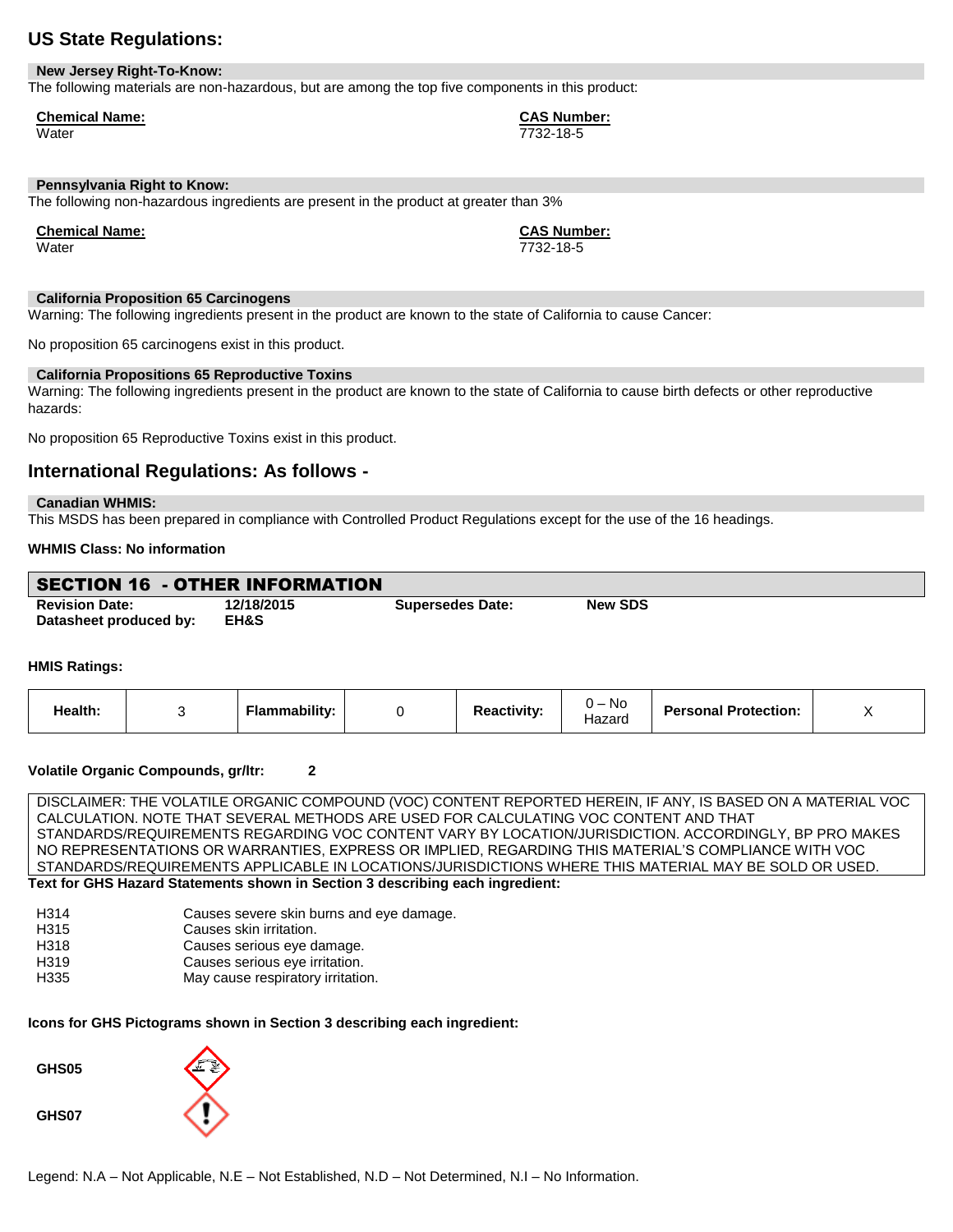## US State Regulations:

**New Jersey Right-To-Know:**

The following materials are non-hazardous, but are among the top five components in this product:

| Chemical Name: | CAS Number: |
| --- | --- |
| Water | 7732-18-5 |

**Pennsylvania Right to Know:**

The following non-hazardous ingredients are present in the product at greater than 3%

| Chemical Name: | CAS Number: |
| --- | --- |
| Water | 7732-18-5 |

**California Proposition 65 Carcinogens**

Warning: The following ingredients present in the product are known to the state of California to cause Cancer:

No proposition 65 carcinogens exist in this product.

**California Propositions 65 Reproductive Toxins**

Warning: The following ingredients present in the product are known to the state of California to cause birth defects or other reproductive hazards:

No proposition 65 Reproductive Toxins exist in this product.

## International Regulations: As follows -

**Canadian WHMIS:**

This MSDS has been prepared in compliance with Controlled Product Regulations except for the use of the 16 headings.

**WHMIS Class: No information**

## SECTION 16 - OTHER INFORMATION

| | | | |
| --- | --- | --- | --- |
| **Revision Date:** | **12/18/2015** | **Supersedes Date:** | **New SDS** |
| **Datasheet produced by:** | **EH&S** | | |

**HMIS Ratings:**

| Health: | 3 | Flammability: | 0 | Reactivity: | 0 – No Hazard | Personal Protection: | X |
| --- | --- | --- | --- | --- | --- | --- | --- |

**Volatile Organic Compounds, gr/ltr:** **2**

DISCLAIMER: THE VOLATILE ORGANIC COMPOUND (VOC) CONTENT REPORTED HEREIN, IF ANY, IS BASED ON A MATERIAL VOC CALCULATION. NOTE THAT SEVERAL METHODS ARE USED FOR CALCULATING VOC CONTENT AND THAT STANDARDS/REQUIREMENTS REGARDING VOC CONTENT VARY BY LOCATION/JURISDICTION. ACCORDINGLY, BP PRO MAKES NO REPRESENTATIONS OR WARRANTIES, EXPRESS OR IMPLIED, REGARDING THIS MATERIAL'S COMPLIANCE WITH VOC STANDARDS/REQUIREMENTS APPLICABLE IN LOCATIONS/JURISDICTIONS WHERE THIS MATERIAL MAY BE SOLD OR USED.

**Text for GHS Hazard Statements shown in Section 3 describing each ingredient:**

| | |
| --- | --- |
| H314 | Causes severe skin burns and eye damage. |
| H315 | Causes skin irritation. |
| H318 | Causes serious eye damage. |
| H319 | Causes serious eye irritation. |
| H335 | May cause respiratory irritation. |

**Icons for GHS Pictograms shown in Section 3 describing each ingredient:**

**GHS05**

**GHS07**

Legend: N.A – Not Applicable, N.E – Not Established, N.D – Not Determined, N.I – No Information.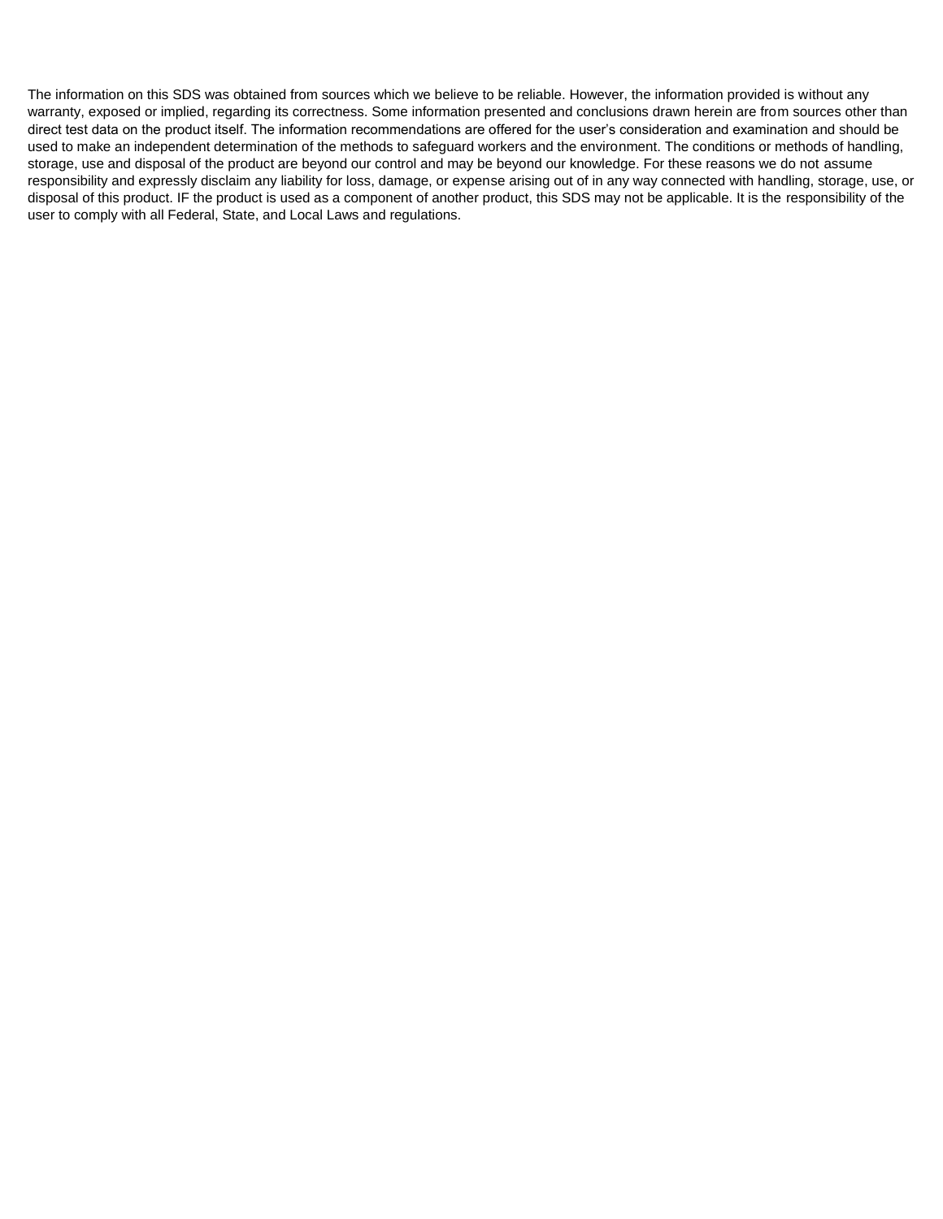The information on this SDS was obtained from sources which we believe to be reliable. However, the information provided is without any warranty, exposed or implied, regarding its correctness. Some information presented and conclusions drawn herein are from sources other than direct test data on the product itself. The information recommendations are offered for the user's consideration and examination and should be used to make an independent determination of the methods to safeguard workers and the environment. The conditions or methods of handling, storage, use and disposal of the product are beyond our control and may be beyond our knowledge. For these reasons we do not assume responsibility and expressly disclaim any liability for loss, damage, or expense arising out of in any way connected with handling, storage, use, or disposal of this product. IF the product is used as a component of another product, this SDS may not be applicable. It is the responsibility of the user to comply with all Federal, State, and Local Laws and regulations.